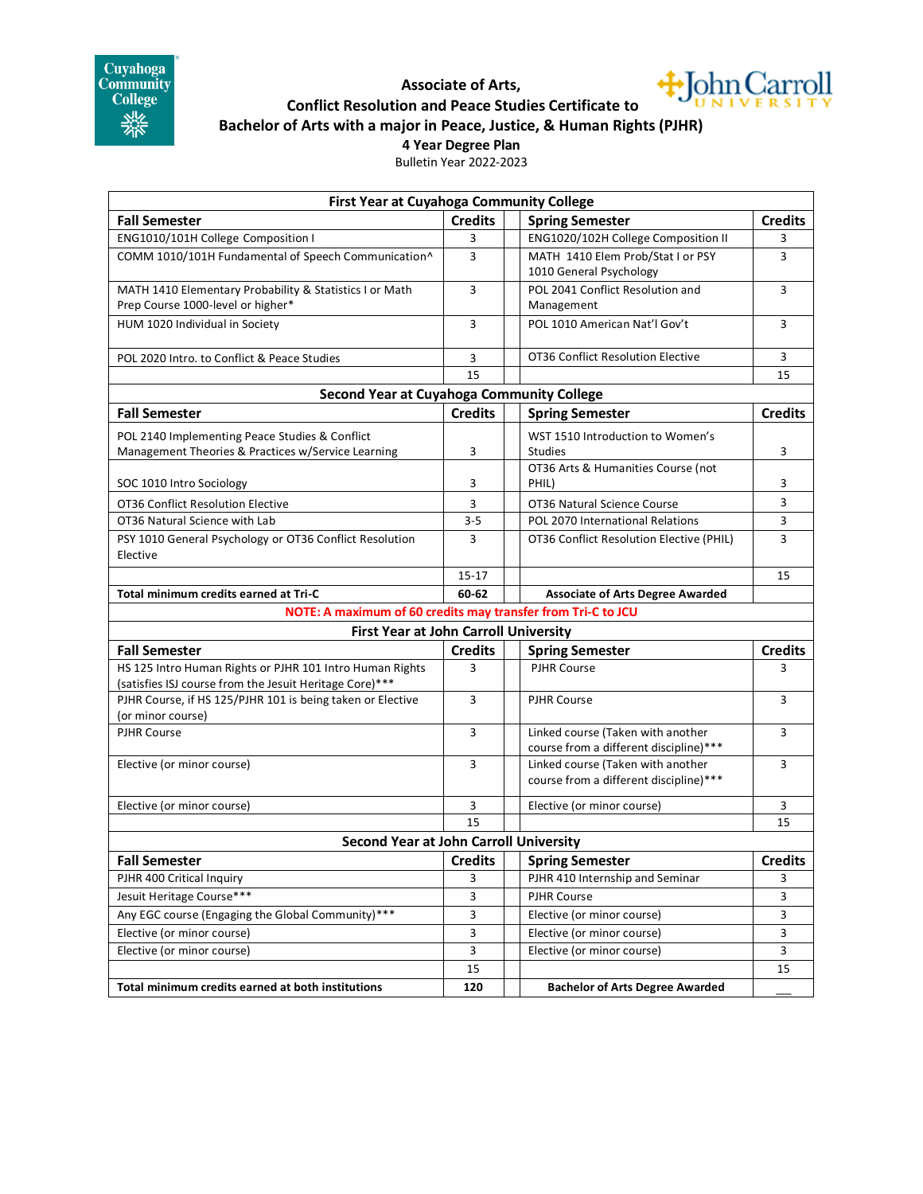# Associate of Arts, Conflict Resolution and Peace Studies Certificate to Bachelor of Arts with a major in Peace, Justice, & Human Rights (PJHR)

## 4 Year Degree Plan

Bulletin Year 2022-2023

| First Year at Cuyahoga Community College | | | |
|---|---|---|---|
| **Fall Semester** | **Credits** | **Spring Semester** | **Credits** |
| ENG1010/101H College Composition I | 3 | ENG1020/102H College Composition II | 3 |
| COMM 1010/101H Fundamental of Speech Communication^ | 3 | MATH 1410 Elem Prob/Stat I or PSY 1010 General Psychology | 3 |
| MATH 1410 Elementary Probability & Statistics I or Math Prep Course 1000-level or higher* | 3 | POL 2041 Conflict Resolution and Management | 3 |
| HUM 1020 Individual in Society | 3 | POL 1010 American Nat'l Gov't | 3 |
| POL 2020 Intro. to Conflict & Peace Studies | 3 | OT36 Conflict Resolution Elective | 3 |
| | 15 | | 15 |
| **Second Year at Cuyahoga Community College** | | | |
| **Fall Semester** | **Credits** | **Spring Semester** | **Credits** |
| POL 2140 Implementing Peace Studies & Conflict Management Theories & Practices w/Service Learning | 3 | WST 1510 Introduction to Women's Studies | 3 |
| SOC 1010 Intro Sociology | 3 | OT36 Arts & Humanities Course (not PHIL) | 3 |
| OT36 Conflict Resolution Elective | 3 | OT36 Natural Science Course | 3 |
| OT36 Natural Science with Lab | 3-5 | POL 2070 International Relations | 3 |
| PSY 1010 General Psychology or OT36 Conflict Resolution Elective | 3 | OT36 Conflict Resolution Elective (PHIL) | 3 |
| | 15-17 | | 15 |
| **Total minimum credits earned at Tri-C** | **60-62** | **Associate of Arts Degree Awarded** | |
| **NOTE: A maximum of 60 credits may transfer from Tri-C to JCU** | | | |
| **First Year at John Carroll University** | | | |
| **Fall Semester** | **Credits** | **Spring Semester** | **Credits** |
| HS 125 Intro Human Rights or PJHR 101 Intro Human Rights (satisfies ISJ course from the Jesuit Heritage Core)*** | 3 | PJHR Course | 3 |
| PJHR Course, if HS 125/PJHR 101 is being taken or Elective (or minor course) | 3 | PJHR Course | 3 |
| PJHR Course | 3 | Linked course (Taken with another course from a different discipline)*** | 3 |
| Elective (or minor course) | 3 | Linked course (Taken with another course from a different discipline)*** | 3 |
| Elective (or minor course) | 3 | Elective (or minor course) | 3 |
| | 15 | | 15 |
| **Second Year at John Carroll University** | | | |
| **Fall Semester** | **Credits** | **Spring Semester** | **Credits** |
| PJHR 400 Critical Inquiry | 3 | PJHR 410 Internship and Seminar | 3 |
| Jesuit Heritage Course*** | 3 | PJHR Course | 3 |
| Any EGC course (Engaging the Global Community)*** | 3 | Elective (or minor course) | 3 |
| Elective (or minor course) | 3 | Elective (or minor course) | 3 |
| Elective (or minor course) | 3 | Elective (or minor course) | 3 |
| | 15 | | 15 |
| **Total minimum credits earned at both institutions** | **120** | **Bachelor of Arts Degree Awarded** | ___ |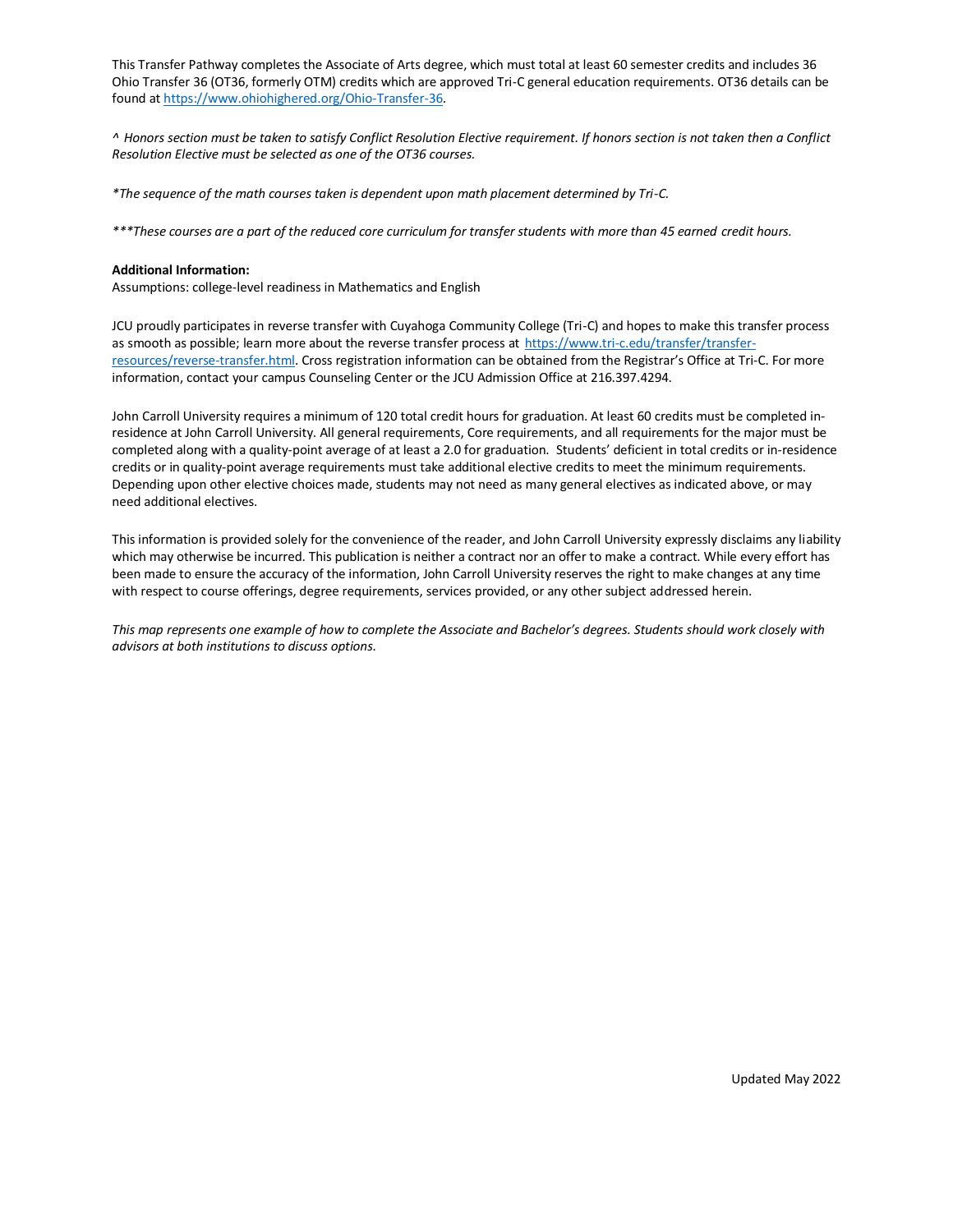This Transfer Pathway completes the Associate of Arts degree, which must total at least 60 semester credits and includes 36 Ohio Transfer 36 (OT36, formerly OTM) credits which are approved Tri-C general education requirements. OT36 details can be found at https://www.ohiohighered.org/Ohio-Transfer-36.

*^ Honors section must be taken to satisfy Conflict Resolution Elective requirement. If honors section is not taken then a Conflict Resolution Elective must be selected as one of the OT36 courses.*

*\*The sequence of the math courses taken is dependent upon math placement determined by Tri-C.*

*\*\*\*These courses are a part of the reduced core curriculum for transfer students with more than 45 earned credit hours.*

**Additional Information:**
Assumptions: college-level readiness in Mathematics and English

JCU proudly participates in reverse transfer with Cuyahoga Community College (Tri-C) and hopes to make this transfer process as smooth as possible; learn more about the reverse transfer process at https://www.tri-c.edu/transfer/transfer-resources/reverse-transfer.html. Cross registration information can be obtained from the Registrar's Office at Tri-C. For more information, contact your campus Counseling Center or the JCU Admission Office at 216.397.4294.

John Carroll University requires a minimum of 120 total credit hours for graduation. At least 60 credits must be completed in-residence at John Carroll University. All general requirements, Core requirements, and all requirements for the major must be completed along with a quality-point average of at least a 2.0 for graduation. Students' deficient in total credits or in-residence credits or in quality-point average requirements must take additional elective credits to meet the minimum requirements. Depending upon other elective choices made, students may not need as many general electives as indicated above, or may need additional electives.

This information is provided solely for the convenience of the reader, and John Carroll University expressly disclaims any liability which may otherwise be incurred. This publication is neither a contract nor an offer to make a contract. While every effort has been made to ensure the accuracy of the information, John Carroll University reserves the right to make changes at any time with respect to course offerings, degree requirements, services provided, or any other subject addressed herein.

*This map represents one example of how to complete the Associate and Bachelor's degrees. Students should work closely with advisors at both institutions to discuss options.*

Updated May 2022